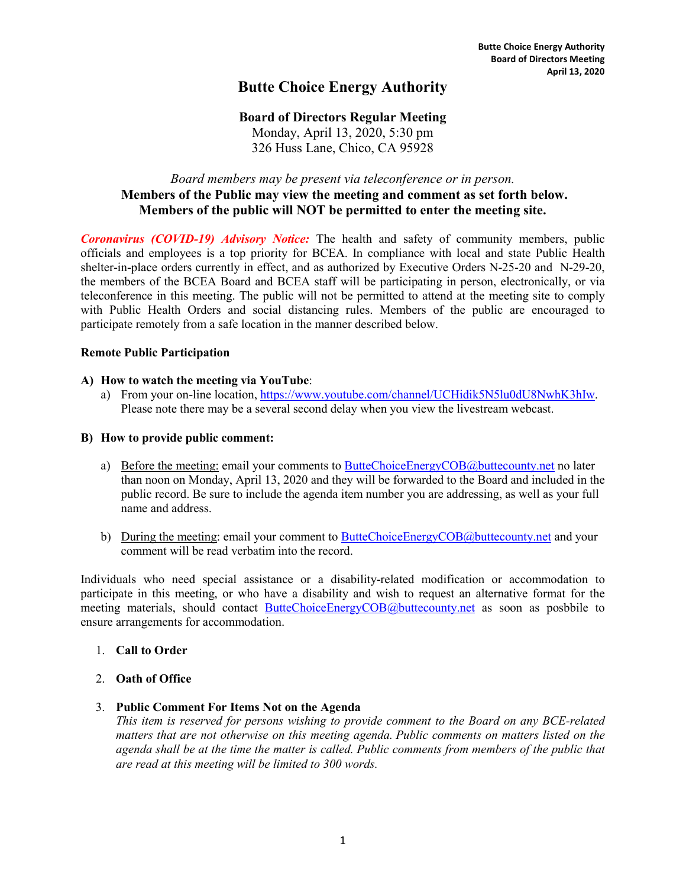# Butte Choice Energy Authority

**Board of Directors Regular Meeting**
Monday, April 13, 2020, 5:30 pm
326 Huss Lane, Chico, CA 95928

*Board members may be present via teleconference or in person.*
**Members of the Public may view the meeting and comment as set forth below.**
**Members of the public will NOT be permitted to enter the meeting site.**

***Coronavirus (COVID-19) Advisory Notice:*** The health and safety of community members, public officials and employees is a top priority for BCEA. In compliance with local and state Public Health shelter-in-place orders currently in effect, and as authorized by Executive Orders N-25-20 and N-29-20, the members of the BCEA Board and BCEA staff will be participating in person, electronically, or via teleconference in this meeting. The public will not be permitted to attend at the meeting site to comply with Public Health Orders and social distancing rules. Members of the public are encouraged to participate remotely from a safe location in the manner described below.

**Remote Public Participation**

**A) How to watch the meeting via YouTube**:

a) From your on-line location, https://www.youtube.com/channel/UCHidik5N5lu0dU8NwhK3hIw. Please note there may be a several second delay when you view the livestream webcast.

**B) How to provide public comment:**

a) Before the meeting: email your comments to ButteChoiceEnergyCOB@buttecounty.net no later than noon on Monday, April 13, 2020 and they will be forwarded to the Board and included in the public record. Be sure to include the agenda item number you are addressing, as well as your full name and address.

b) During the meeting: email your comment to ButteChoiceEnergyCOB@buttecounty.net and your comment will be read verbatim into the record.

Individuals who need special assistance or a disability-related modification or accommodation to participate in this meeting, or who have a disability and wish to request an alternative format for the meeting materials, should contact ButteChoiceEnergyCOB@buttecounty.net as soon as posbbile to ensure arrangements for accommodation.

1. **Call to Order**

2. **Oath of Office**

3. **Public Comment For Items Not on the Agenda**
   *This item is reserved for persons wishing to provide comment to the Board on any BCE-related matters that are not otherwise on this meeting agenda. Public comments on matters listed on the agenda shall be at the time the matter is called. Public comments from members of the public that are read at this meeting will be limited to 300 words.*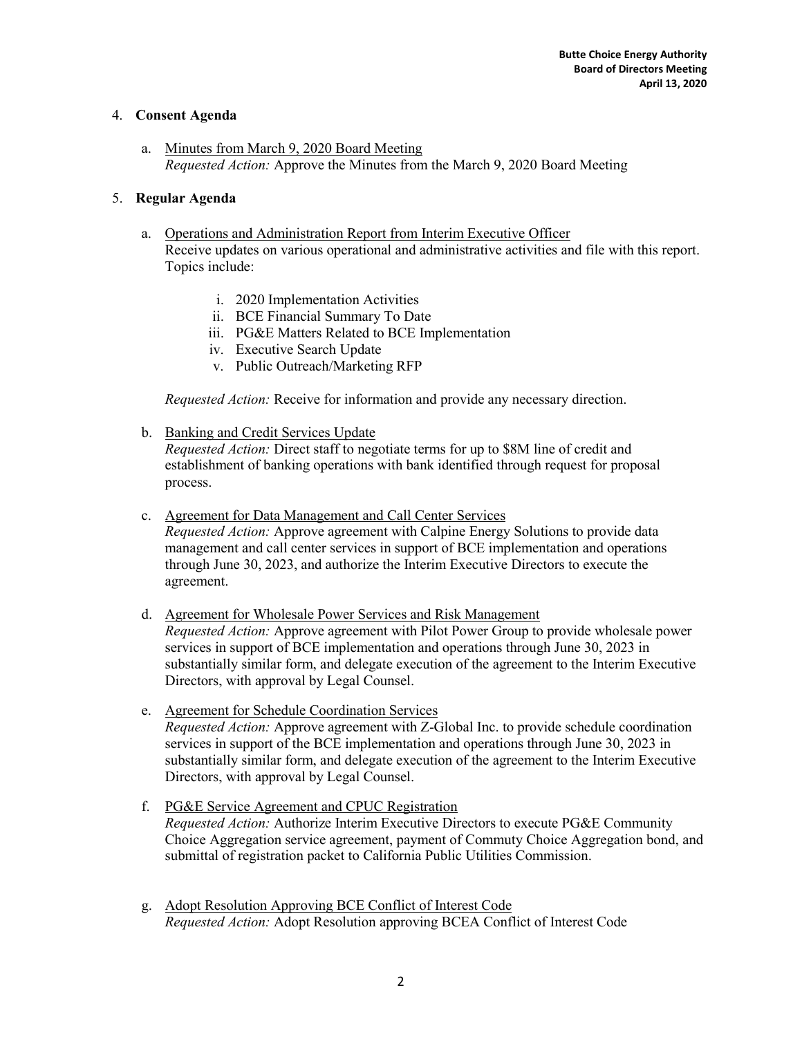4. **Consent Agenda**

   a. <u>Minutes from March 9, 2020 Board Meeting</u>
   *Requested Action:* Approve the Minutes from the March 9, 2020 Board Meeting

5. **Regular Agenda**

   a. <u>Operations and Administration Report from Interim Executive Officer</u>
   Receive updates on various operational and administrative activities and file with this report. Topics include:

      i. 2020 Implementation Activities
      ii. BCE Financial Summary To Date
      iii. PG&E Matters Related to BCE Implementation
      iv. Executive Search Update
      v. Public Outreach/Marketing RFP

   *Requested Action:* Receive for information and provide any necessary direction.

   b. <u>Banking and Credit Services Update</u>
   *Requested Action:* Direct staff to negotiate terms for up to $8M line of credit and establishment of banking operations with bank identified through request for proposal process.

   c. <u>Agreement for Data Management and Call Center Services</u>
   *Requested Action:* Approve agreement with Calpine Energy Solutions to provide data management and call center services in support of BCE implementation and operations through June 30, 2023, and authorize the Interim Executive Directors to execute the agreement.

   d. <u>Agreement for Wholesale Power Services and Risk Management</u>
   *Requested Action:* Approve agreement with Pilot Power Group to provide wholesale power services in support of BCE implementation and operations through June 30, 2023 in substantially similar form, and delegate execution of the agreement to the Interim Executive Directors, with approval by Legal Counsel.

   e. <u>Agreement for Schedule Coordination Services</u>
   *Requested Action:* Approve agreement with Z-Global Inc. to provide schedule coordination services in support of the BCE implementation and operations through June 30, 2023 in substantially similar form, and delegate execution of the agreement to the Interim Executive Directors, with approval by Legal Counsel.

   f. <u>PG&E Service Agreement and CPUC Registration</u>
   *Requested Action:* Authorize Interim Executive Directors to execute PG&E Community Choice Aggregation service agreement, payment of Commuty Choice Aggregation bond, and submittal of registration packet to California Public Utilities Commission.

   g. <u>Adopt Resolution Approving BCE Conflict of Interest Code</u>
   *Requested Action:* Adopt Resolution approving BCEA Conflict of Interest Code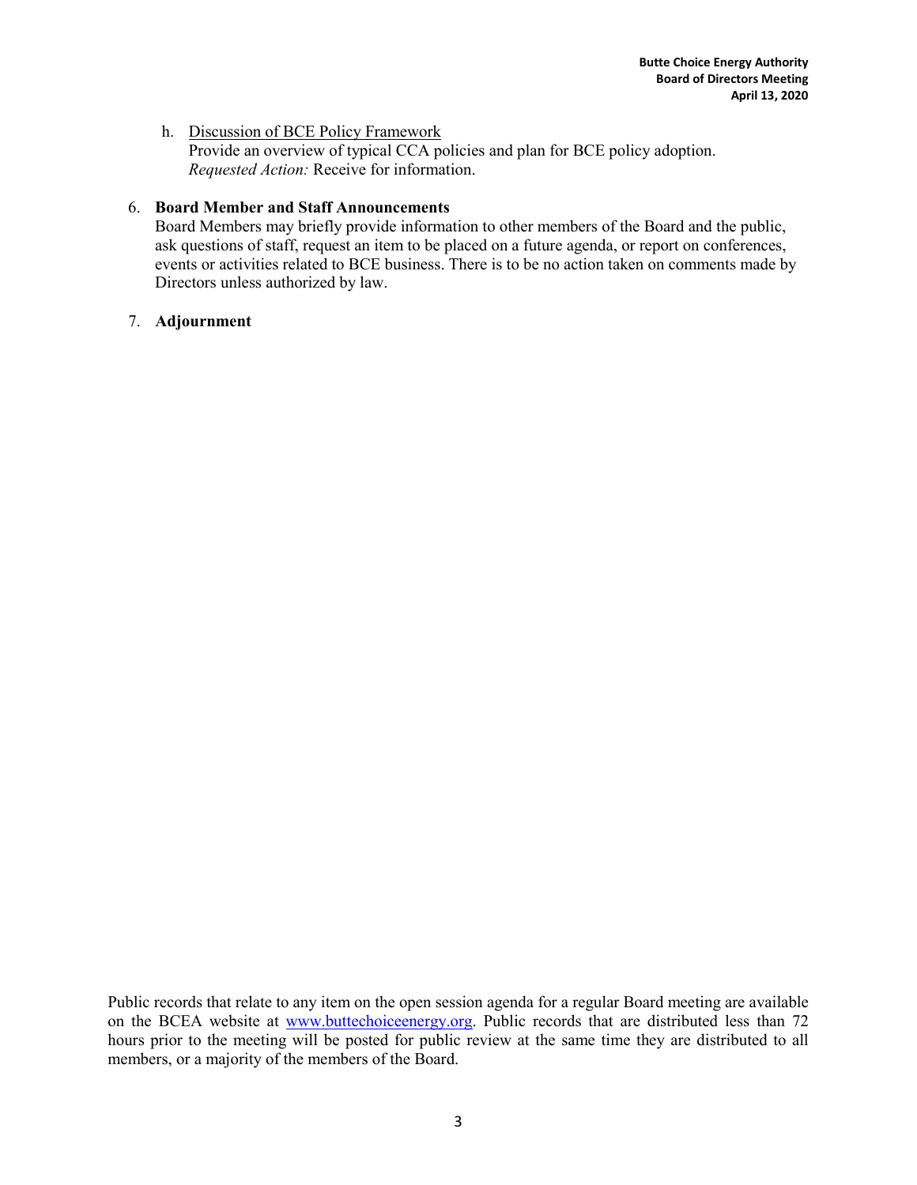h. Discussion of BCE Policy Framework
   Provide an overview of typical CCA policies and plan for BCE policy adoption.
   *Requested Action:* Receive for information.

6. **Board Member and Staff Announcements**
   Board Members may briefly provide information to other members of the Board and the public, ask questions of staff, request an item to be placed on a future agenda, or report on conferences, events or activities related to BCE business. There is to be no action taken on comments made by Directors unless authorized by law.

7. **Adjournment**

Public records that relate to any item on the open session agenda for a regular Board meeting are available on the BCEA website at www.buttechoiceenergy.org. Public records that are distributed less than 72 hours prior to the meeting will be posted for public review at the same time they are distributed to all members, or a majority of the members of the Board.